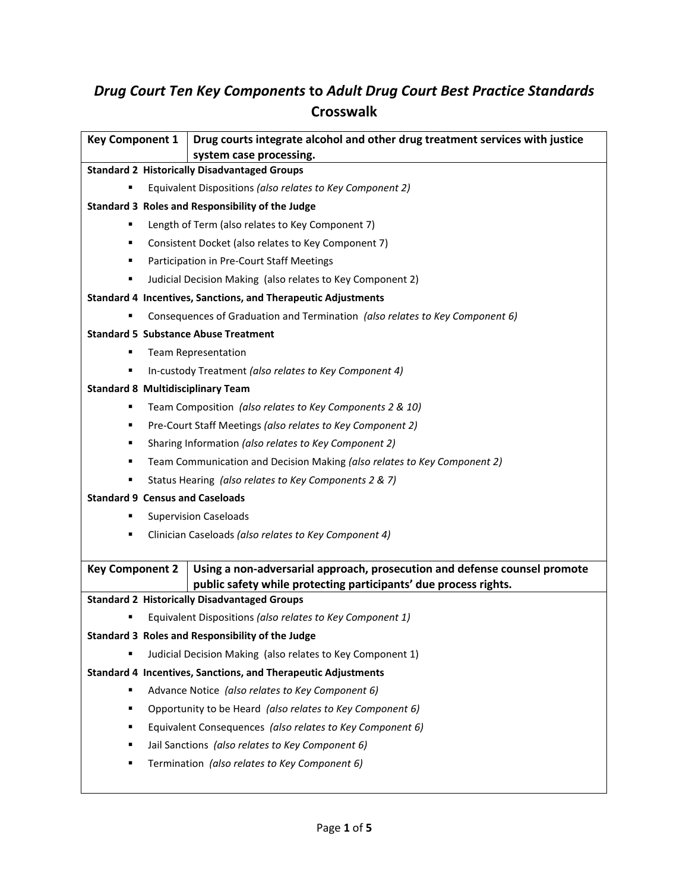# *Drug Court Ten Key Components* to *Adult Drug Court Best Practice Standards* Crosswalk

| Key Component 1 | Drug courts integrate alcohol and other drug treatment services with justice system case processing. |
|---|---|

**Standard 2 Historically Disadvantaged Groups**

- Equivalent Dispositions *(also relates to Key Component 2)*

**Standard 3 Roles and Responsibility of the Judge**

- Length of Term (also relates to Key Component 7)
- Consistent Docket (also relates to Key Component 7)
- Participation in Pre-Court Staff Meetings
- Judicial Decision Making (also relates to Key Component 2)

**Standard 4 Incentives, Sanctions, and Therapeutic Adjustments**

- Consequences of Graduation and Termination *(also relates to Key Component 6)*

**Standard 5 Substance Abuse Treatment**

- Team Representation
- In-custody Treatment *(also relates to Key Component 4)*

**Standard 8 Multidisciplinary Team**

- Team Composition *(also relates to Key Components 2 & 10)*
- Pre-Court Staff Meetings *(also relates to Key Component 2)*
- Sharing Information *(also relates to Key Component 2)*
- Team Communication and Decision Making *(also relates to Key Component 2)*
- Status Hearing *(also relates to Key Components 2 & 7)*

**Standard 9 Census and Caseloads**

- Supervision Caseloads
- Clinician Caseloads *(also relates to Key Component 4)*

| Key Component 2 | Using a non-adversarial approach, prosecution and defense counsel promote public safety while protecting participants' due process rights. |
|---|---|

**Standard 2 Historically Disadvantaged Groups**

- Equivalent Dispositions *(also relates to Key Component 1)*

**Standard 3 Roles and Responsibility of the Judge**

- Judicial Decision Making (also relates to Key Component 1)

**Standard 4 Incentives, Sanctions, and Therapeutic Adjustments**

- Advance Notice *(also relates to Key Component 6)*
- Opportunity to be Heard *(also relates to Key Component 6)*
- Equivalent Consequences *(also relates to Key Component 6)*
- Jail Sanctions *(also relates to Key Component 6)*
- Termination *(also relates to Key Component 6)*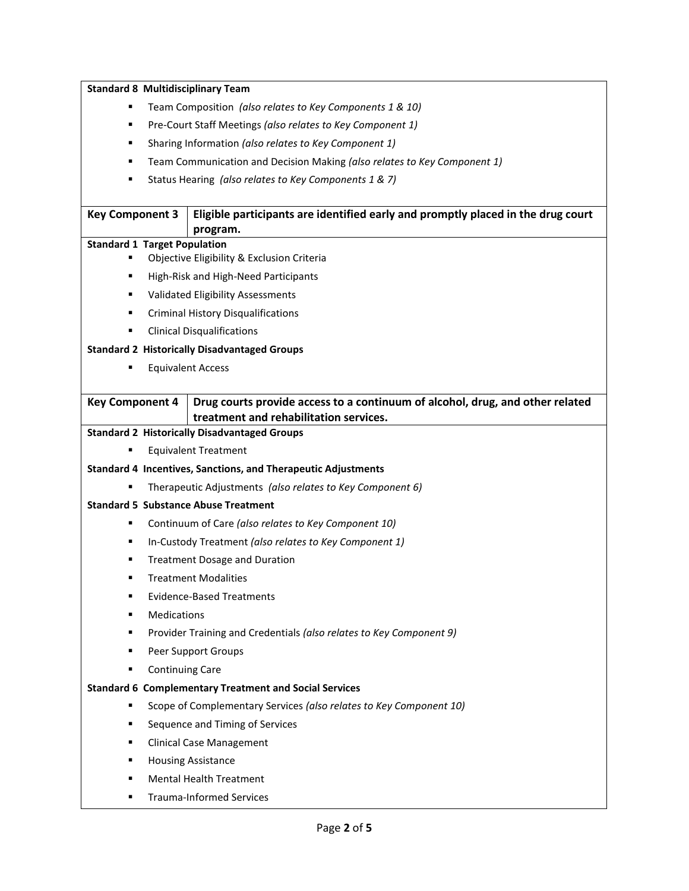**Standard 8 Multidisciplinary Team**

- Team Composition *(also relates to Key Components 1 & 10)*
- Pre-Court Staff Meetings *(also relates to Key Component 1)*
- Sharing Information *(also relates to Key Component 1)*
- Team Communication and Decision Making *(also relates to Key Component 1)*
- Status Hearing *(also relates to Key Components 1 & 7)*

| Key Component 3 | Eligible participants are identified early and promptly placed in the drug court program. |
|---|---|

**Standard 1 Target Population**

- Objective Eligibility & Exclusion Criteria
- High-Risk and High-Need Participants
- Validated Eligibility Assessments
- Criminal History Disqualifications
- Clinical Disqualifications

**Standard 2 Historically Disadvantaged Groups**

- Equivalent Access

| Key Component 4 | Drug courts provide access to a continuum of alcohol, drug, and other related treatment and rehabilitation services. |
|---|---|

**Standard 2 Historically Disadvantaged Groups**

- Equivalent Treatment

**Standard 4 Incentives, Sanctions, and Therapeutic Adjustments**

- Therapeutic Adjustments *(also relates to Key Component 6)*

**Standard 5 Substance Abuse Treatment**

- Continuum of Care *(also relates to Key Component 10)*
- In-Custody Treatment *(also relates to Key Component 1)*
- Treatment Dosage and Duration
- Treatment Modalities
- Evidence-Based Treatments
- Medications
- Provider Training and Credentials *(also relates to Key Component 9)*
- Peer Support Groups
- Continuing Care

**Standard 6 Complementary Treatment and Social Services**

- Scope of Complementary Services *(also relates to Key Component 10)*
- Sequence and Timing of Services
- Clinical Case Management
- Housing Assistance
- Mental Health Treatment
- Trauma-Informed Services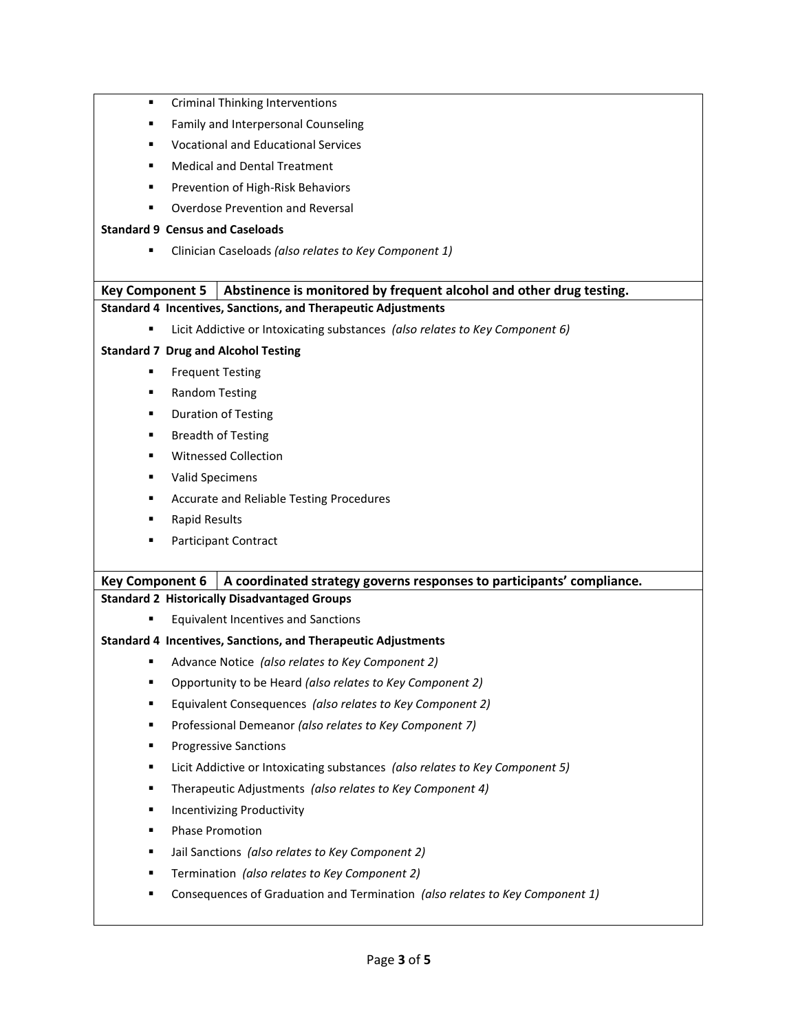- Criminal Thinking Interventions
- Family and Interpersonal Counseling
- Vocational and Educational Services
- Medical and Dental Treatment
- Prevention of High-Risk Behaviors
- Overdose Prevention and Reversal

**Standard 9 Census and Caseloads**

- Clinician Caseloads *(also relates to Key Component 1)*

| **Key Component 5** | **Abstinence is monitored by frequent alcohol and other drug testing.** |
|---|---|

**Standard 4 Incentives, Sanctions, and Therapeutic Adjustments**

- Licit Addictive or Intoxicating substances *(also relates to Key Component 6)*

**Standard 7 Drug and Alcohol Testing**

- Frequent Testing
- Random Testing
- Duration of Testing
- Breadth of Testing
- Witnessed Collection
- Valid Specimens
- Accurate and Reliable Testing Procedures
- Rapid Results
- Participant Contract

| **Key Component 6** | **A coordinated strategy governs responses to participants' compliance.** |
|---|---|

**Standard 2 Historically Disadvantaged Groups**

- Equivalent Incentives and Sanctions

**Standard 4 Incentives, Sanctions, and Therapeutic Adjustments**

- Advance Notice *(also relates to Key Component 2)*
- Opportunity to be Heard *(also relates to Key Component 2)*
- Equivalent Consequences *(also relates to Key Component 2)*
- Professional Demeanor *(also relates to Key Component 7)*
- Progressive Sanctions
- Licit Addictive or Intoxicating substances *(also relates to Key Component 5)*
- Therapeutic Adjustments *(also relates to Key Component 4)*
- Incentivizing Productivity
- Phase Promotion
- Jail Sanctions *(also relates to Key Component 2)*
- Termination *(also relates to Key Component 2)*
- Consequences of Graduation and Termination *(also relates to Key Component 1)*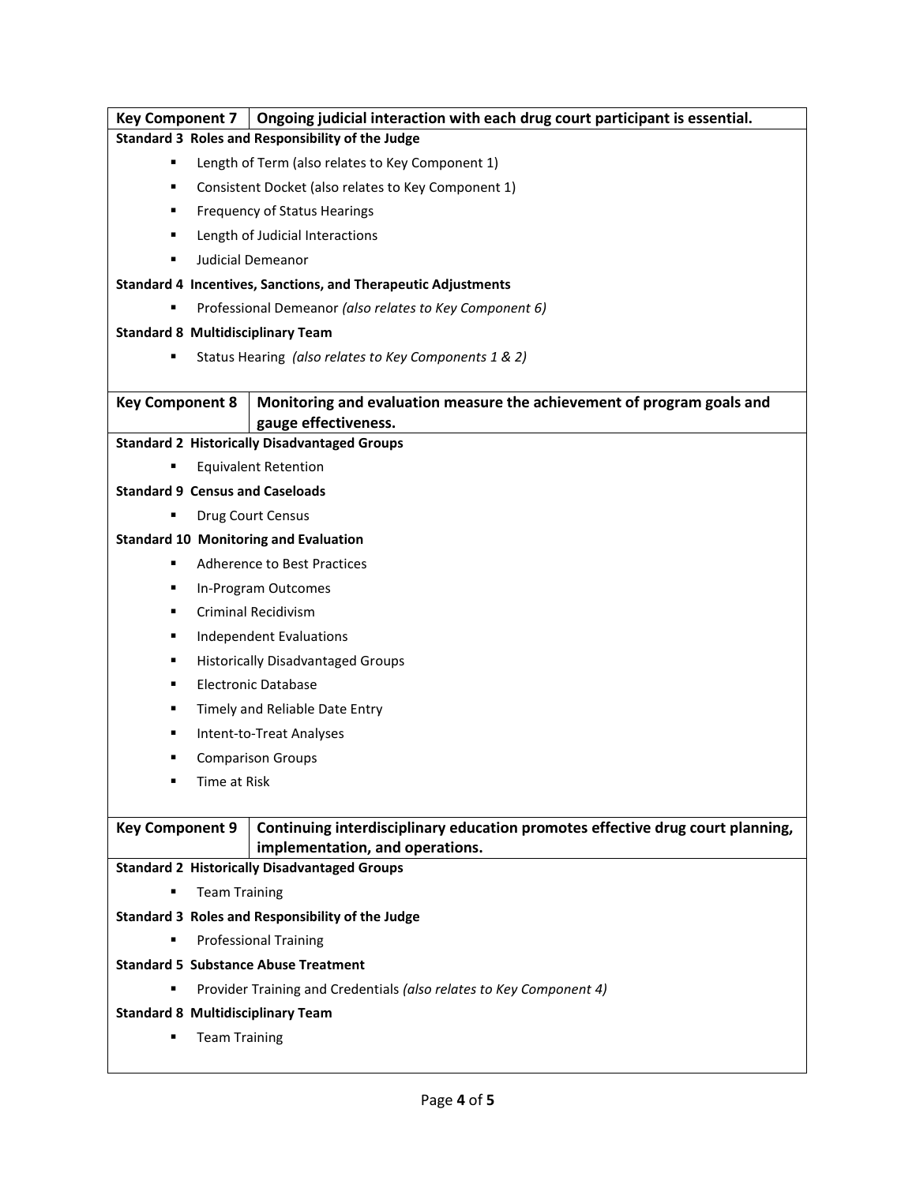| **Key Component 7** | **Ongoing judicial interaction with each drug court participant is essential.** |
|---|---|

**Standard 3 Roles and Responsibility of the Judge**

- Length of Term (also relates to Key Component 1)
- Consistent Docket (also relates to Key Component 1)
- Frequency of Status Hearings
- Length of Judicial Interactions
- Judicial Demeanor

**Standard 4 Incentives, Sanctions, and Therapeutic Adjustments**

- Professional Demeanor *(also relates to Key Component 6)*

**Standard 8 Multidisciplinary Team**

- Status Hearing *(also relates to Key Components 1 & 2)*

| **Key Component 8** | **Monitoring and evaluation measure the achievement of program goals and gauge effectiveness.** |
|---|---|

**Standard 2 Historically Disadvantaged Groups**

- Equivalent Retention

**Standard 9 Census and Caseloads**

- Drug Court Census

**Standard 10 Monitoring and Evaluation**

- Adherence to Best Practices
- In-Program Outcomes
- Criminal Recidivism
- Independent Evaluations
- Historically Disadvantaged Groups
- Electronic Database
- Timely and Reliable Date Entry
- Intent-to-Treat Analyses
- Comparison Groups
- Time at Risk

| **Key Component 9** | **Continuing interdisciplinary education promotes effective drug court planning, implementation, and operations.** |
|---|---|

**Standard 2 Historically Disadvantaged Groups**

- Team Training

**Standard 3 Roles and Responsibility of the Judge**

- Professional Training

**Standard 5 Substance Abuse Treatment**

- Provider Training and Credentials *(also relates to Key Component 4)*

**Standard 8 Multidisciplinary Team**

- Team Training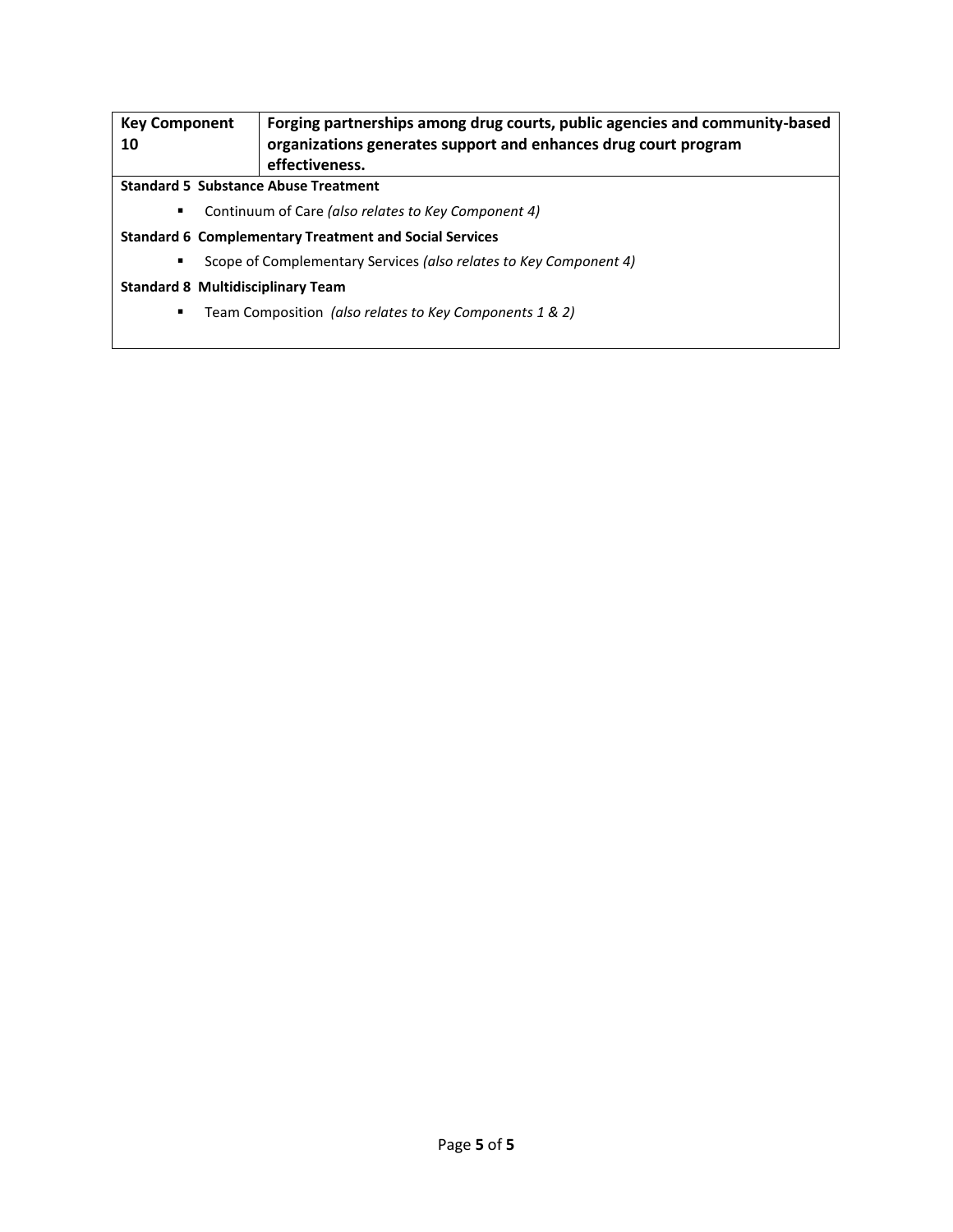| Key Component 10 | Forging partnerships among drug courts, public agencies and community-based organizations generates support and enhances drug court program effectiveness. |
|---|---|

**Standard 5 Substance Abuse Treatment**

- Continuum of Care *(also relates to Key Component 4)*

**Standard 6 Complementary Treatment and Social Services**

- Scope of Complementary Services *(also relates to Key Component 4)*

**Standard 8 Multidisciplinary Team**

- Team Composition *(also relates to Key Components 1 & 2)*